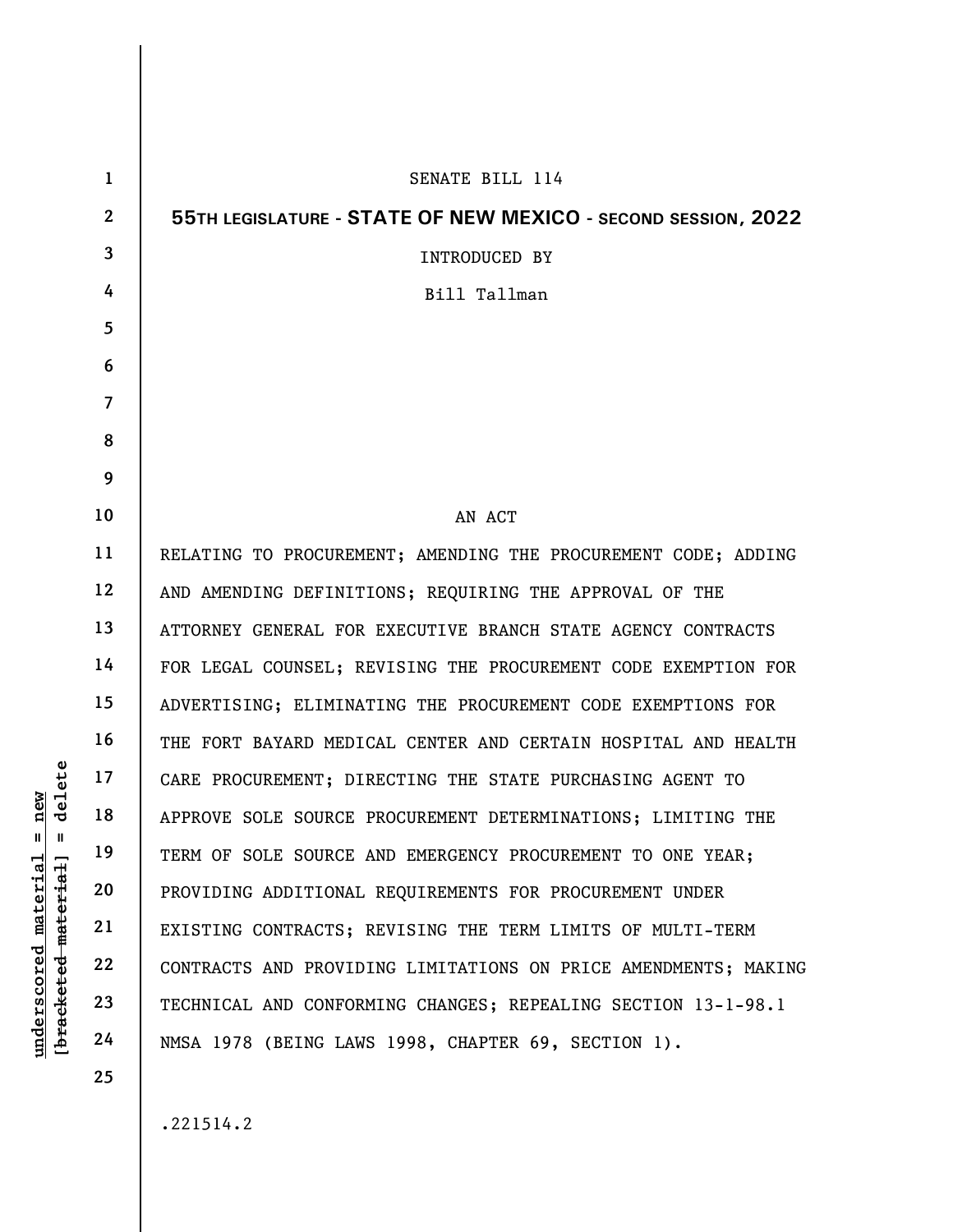SENATE BILL 114

**55TH LEGISLATURE - STATE OF NEW MEXICO - SECOND SESSION, 2022**

INTRODUCED BY

Bill Tallman

AN ACT

RELATING TO PROCUREMENT; AMENDING THE PROCUREMENT CODE; ADDING AND AMENDING DEFINITIONS; REQUIRING THE APPROVAL OF THE ATTORNEY GENERAL FOR EXECUTIVE BRANCH STATE AGENCY CONTRACTS FOR LEGAL COUNSEL; REVISING THE PROCUREMENT CODE EXEMPTION FOR ADVERTISING; ELIMINATING THE PROCUREMENT CODE EXEMPTIONS FOR THE FORT BAYARD MEDICAL CENTER AND CERTAIN HOSPITAL AND HEALTH CARE PROCUREMENT; DIRECTING THE STATE PURCHASING AGENT TO APPROVE SOLE SOURCE PROCUREMENT DETERMINATIONS; LIMITING THE TERM OF SOLE SOURCE AND EMERGENCY PROCUREMENT TO ONE YEAR; PROVIDING ADDITIONAL REQUIREMENTS FOR PROCUREMENT UNDER EXISTING CONTRACTS; REVISING THE TERM LIMITS OF MULTI-TERM CONTRACTS AND PROVIDING LIMITATIONS ON PRICE AMENDMENTS; MAKING TECHNICAL AND CONFORMING CHANGES; REPEALING SECTION 13-1-98.1 NMSA 1978 (BEING LAWS 1998, CHAPTER 69, SECTION 1).

.221514.2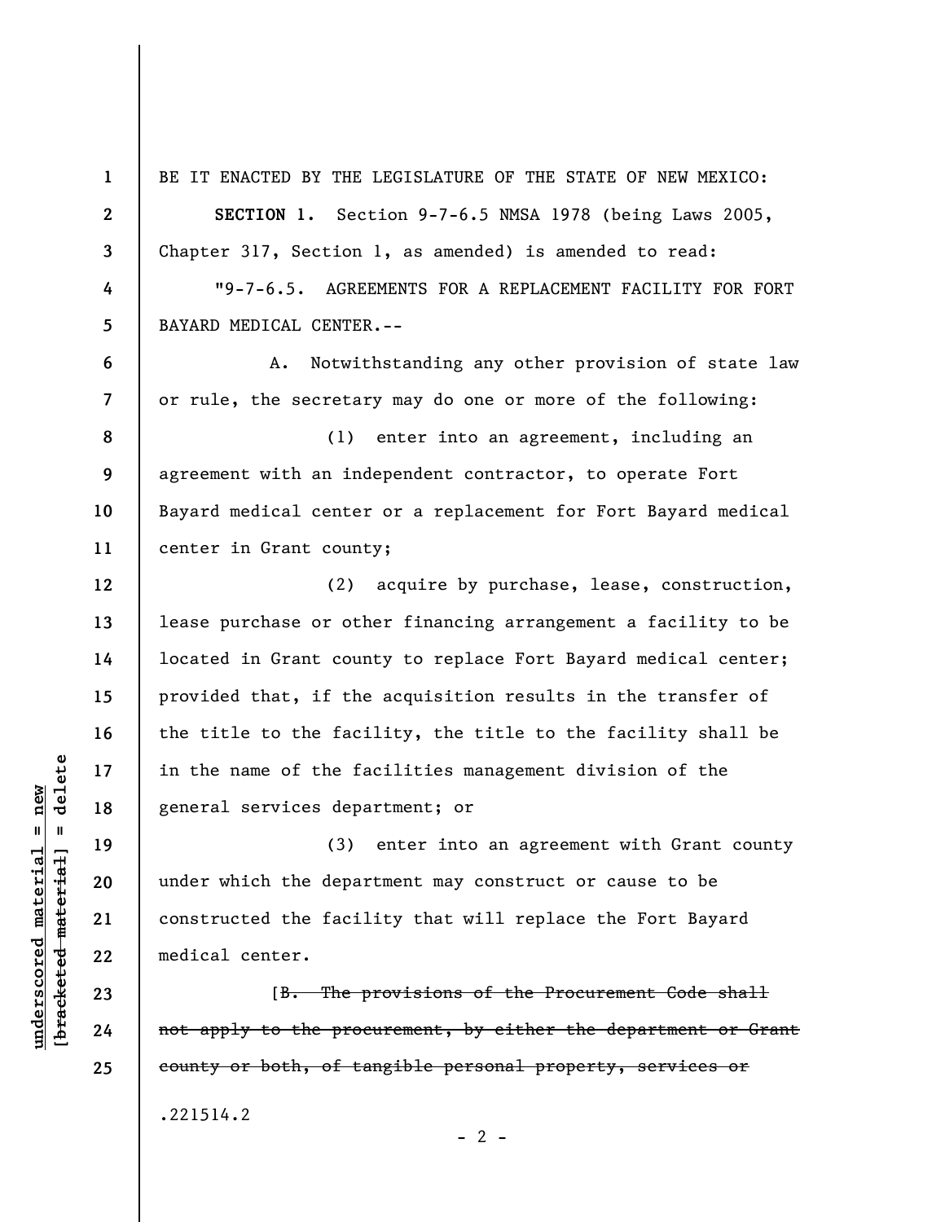BE IT ENACTED BY THE LEGISLATURE OF THE STATE OF NEW MEXICO:

**SECTION 1.** Section 9-7-6.5 NMSA 1978 (being Laws 2005, Chapter 317, Section 1, as amended) is amended to read:

"9-7-6.5. AGREEMENTS FOR A REPLACEMENT FACILITY FOR FORT BAYARD MEDICAL CENTER.--

A. Notwithstanding any other provision of state law or rule, the secretary may do one or more of the following:

(1) enter into an agreement, including an agreement with an independent contractor, to operate Fort Bayard medical center or a replacement for Fort Bayard medical center in Grant county;

(2) acquire by purchase, lease, construction, lease purchase or other financing arrangement a facility to be located in Grant county to replace Fort Bayard medical center; provided that, if the acquisition results in the transfer of the title to the facility, the title to the facility shall be in the name of the facilities management division of the general services department; or

(3) enter into an agreement with Grant county under which the department may construct or cause to be constructed the facility that will replace the Fort Bayard medical center.

[~~B. The provisions of the Procurement Code shall not apply to the procurement, by either the department or Grant county or both, of tangible personal property, services or~~

.221514.2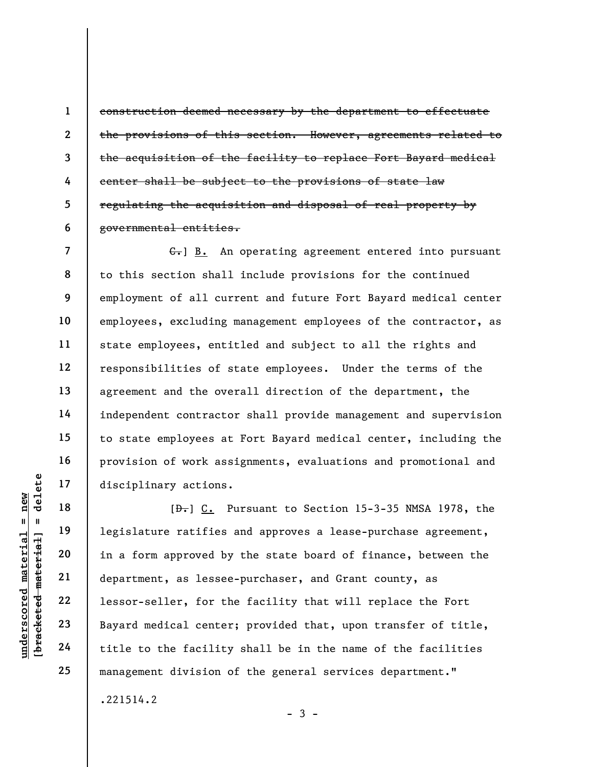~~construction deemed necessary by the department to effectuate the provisions of this section. However, agreements related to the acquisition of the facility to replace Fort Bayard medical center shall be subject to the provisions of state law regulating the acquisition and disposal of real property by governmental entities.~~

~~C.~~] B. An operating agreement entered into pursuant to this section shall include provisions for the continued employment of all current and future Fort Bayard medical center employees, excluding management employees of the contractor, as state employees, entitled and subject to all the rights and responsibilities of state employees. Under the terms of the agreement and the overall direction of the department, the independent contractor shall provide management and supervision to state employees at Fort Bayard medical center, including the provision of work assignments, evaluations and promotional and disciplinary actions.

[~~D.~~] C. Pursuant to Section 15-3-35 NMSA 1978, the legislature ratifies and approves a lease-purchase agreement, in a form approved by the state board of finance, between the department, as lessee-purchaser, and Grant county, as lessor-seller, for the facility that will replace the Fort Bayard medical center; provided that, upon transfer of title, title to the facility shall be in the name of the facilities management division of the general services department."

.221514.2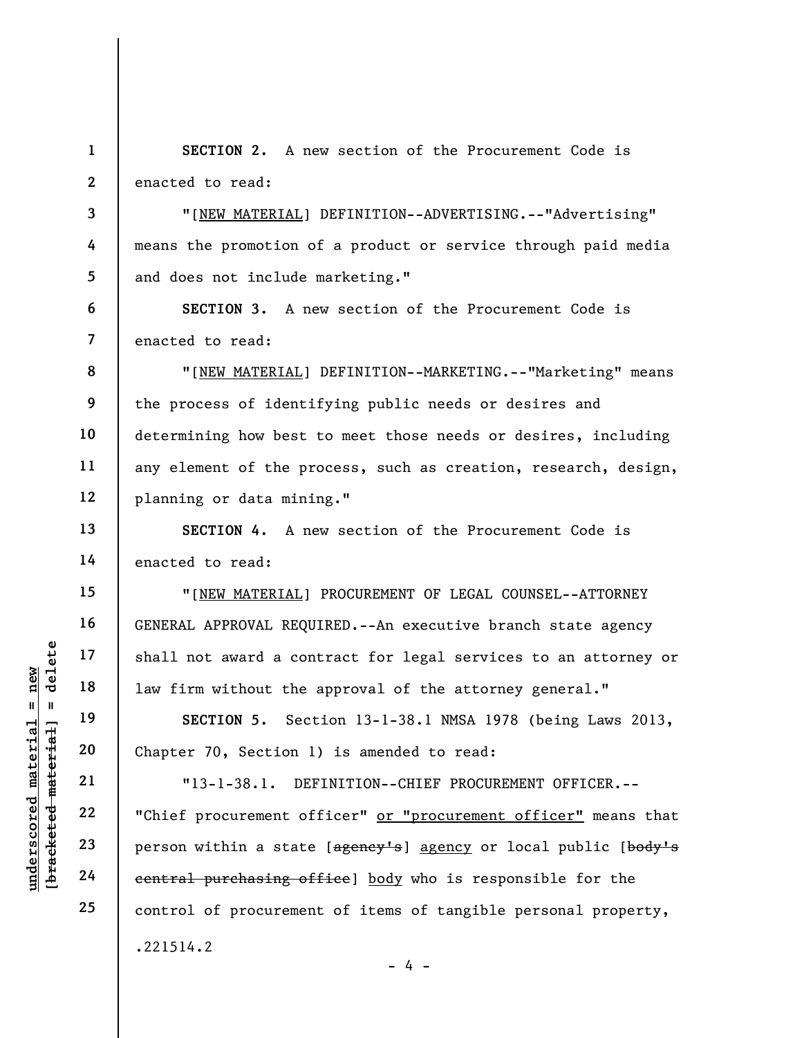**SECTION 2.** A new section of the Procurement Code is enacted to read:

"[NEW MATERIAL] DEFINITION--ADVERTISING.--"Advertising" means the promotion of a product or service through paid media and does not include marketing."

**SECTION 3.** A new section of the Procurement Code is enacted to read:

"[NEW MATERIAL] DEFINITION--MARKETING.--"Marketing" means the process of identifying public needs or desires and determining how best to meet those needs or desires, including any element of the process, such as creation, research, design, planning or data mining."

**SECTION 4.** A new section of the Procurement Code is enacted to read:

"[NEW MATERIAL] PROCUREMENT OF LEGAL COUNSEL--ATTORNEY GENERAL APPROVAL REQUIRED.--An executive branch state agency shall not award a contract for legal services to an attorney or law firm without the approval of the attorney general."

**SECTION 5.** Section 13-1-38.1 NMSA 1978 (being Laws 2013, Chapter 70, Section 1) is amended to read:

"13-1-38.1. DEFINITION--CHIEF PROCUREMENT OFFICER.--"Chief procurement officer" or "procurement officer" means that person within a state [~~agency's~~] agency or local public [~~body's central purchasing office~~] body who is responsible for the control of procurement of items of tangible personal property,

.221514.2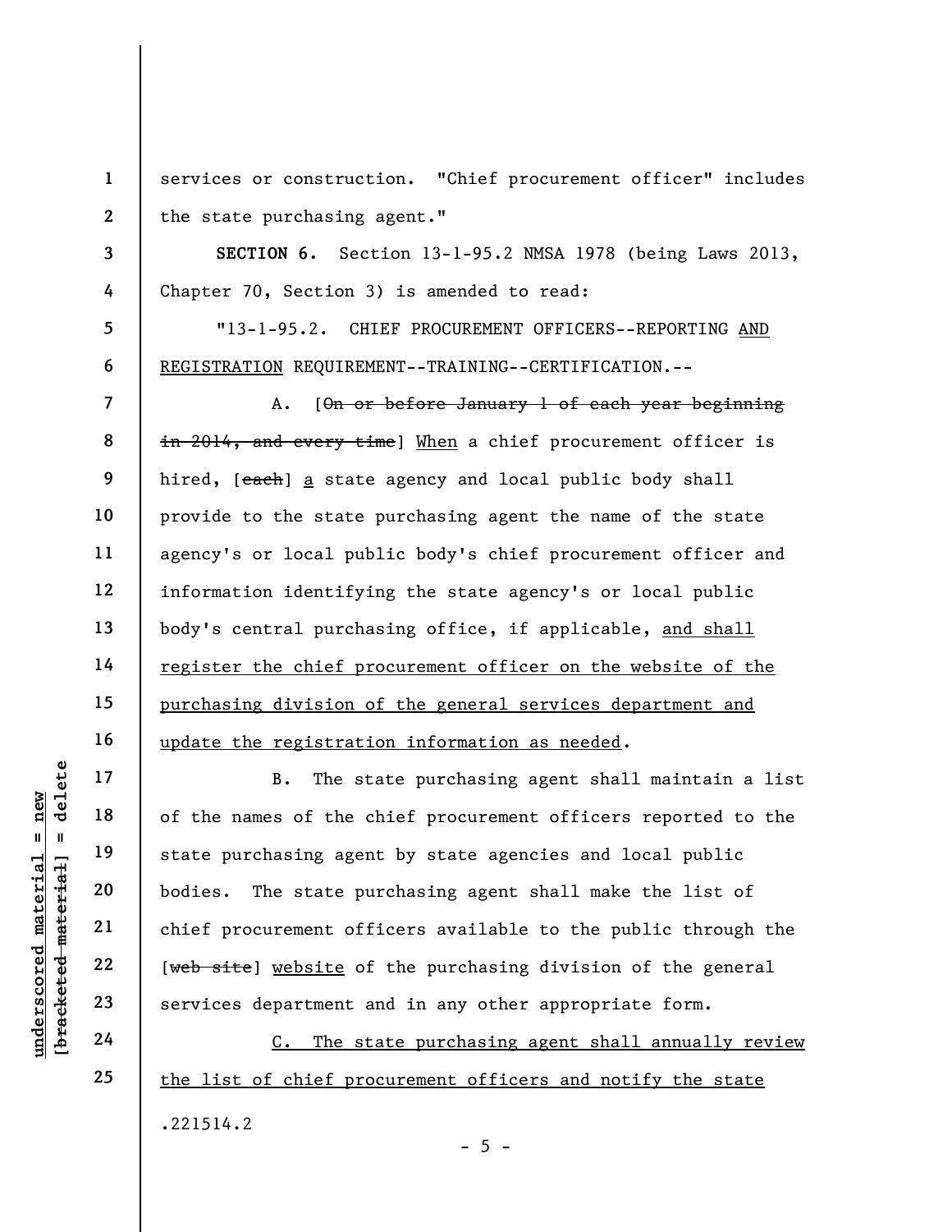services or construction. "Chief procurement officer" includes the state purchasing agent."

**SECTION 6.** Section 13-1-95.2 NMSA 1978 (being Laws 2013, Chapter 70, Section 3) is amended to read:

"13-1-95.2. CHIEF PROCUREMENT OFFICERS--REPORTING AND REGISTRATION REQUIREMENT--TRAINING--CERTIFICATION.--

A. [~~On or before January 1 of each year beginning in 2014, and every time~~] When a chief procurement officer is hired, [~~each~~] a state agency and local public body shall provide to the state purchasing agent the name of the state agency's or local public body's chief procurement officer and information identifying the state agency's or local public body's central purchasing office, if applicable, and shall register the chief procurement officer on the website of the purchasing division of the general services department and update the registration information as needed.

B. The state purchasing agent shall maintain a list of the names of the chief procurement officers reported to the state purchasing agent by state agencies and local public bodies. The state purchasing agent shall make the list of chief procurement officers available to the public through the [~~web site~~] website of the purchasing division of the general services department and in any other appropriate form.

C. The state purchasing agent shall annually review the list of chief procurement officers and notify the state

.221514.2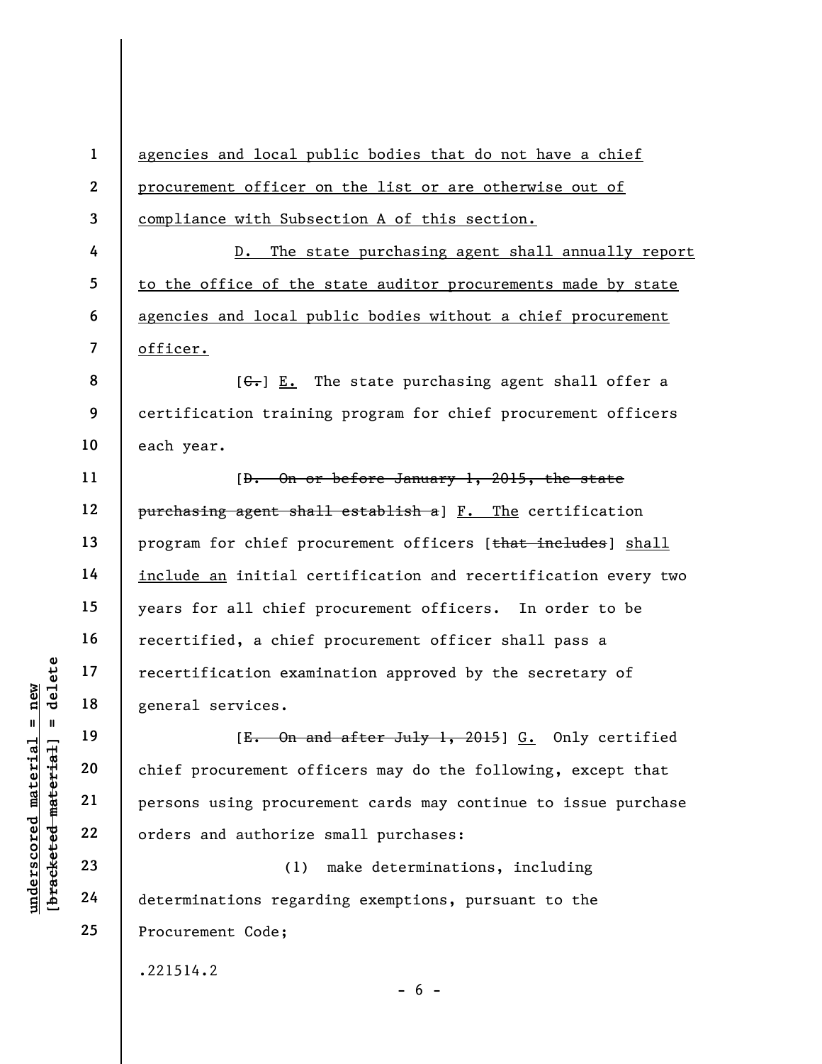agencies and local public bodies that do not have a chief procurement officer on the list or are otherwise out of compliance with Subsection A of this section.

D. The state purchasing agent shall annually report to the office of the state auditor procurements made by state agencies and local public bodies without a chief procurement officer.

[~~C.~~] E. The state purchasing agent shall offer a certification training program for chief procurement officers each year.

[~~D. On or before January 1, 2015, the state purchasing agent shall establish a~~] F. The certification program for chief procurement officers [~~that includes~~] shall include an initial certification and recertification every two years for all chief procurement officers. In order to be recertified, a chief procurement officer shall pass a recertification examination approved by the secretary of general services.

[~~E. On and after July 1, 2015~~] G. Only certified chief procurement officers may do the following, except that persons using procurement cards may continue to issue purchase orders and authorize small purchases:

(1) make determinations, including determinations regarding exemptions, pursuant to the Procurement Code;

.221514.2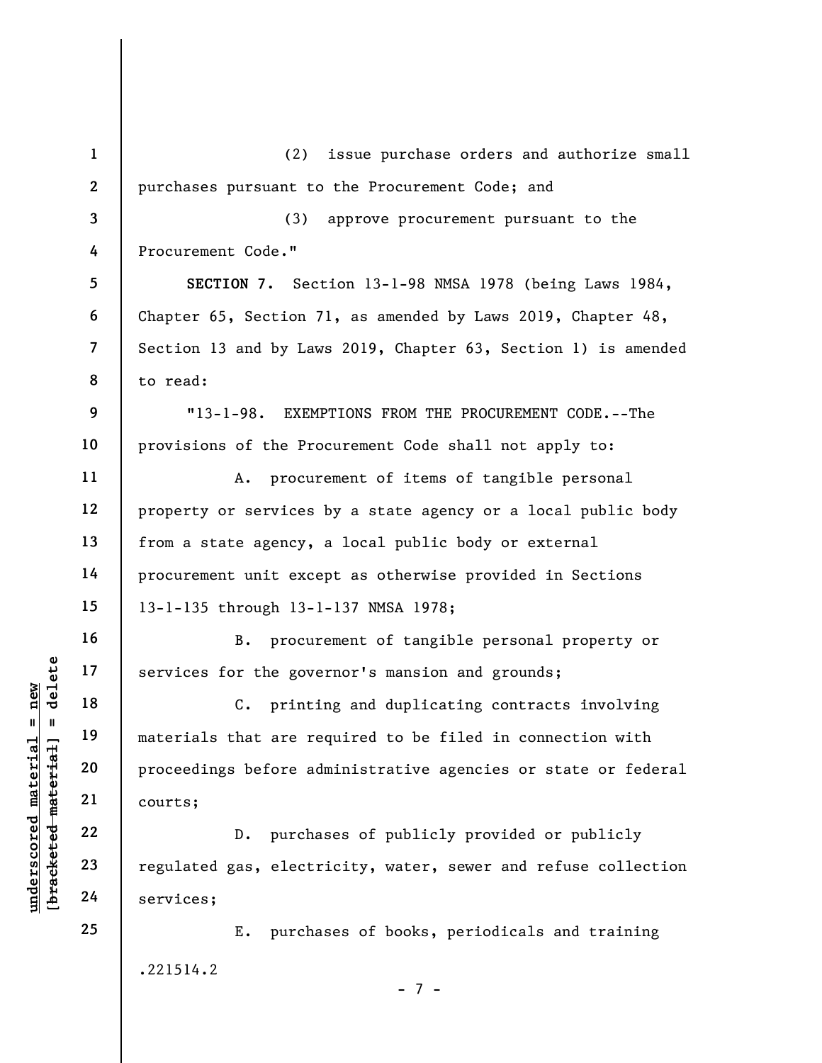(2) issue purchase orders and authorize small purchases pursuant to the Procurement Code; and

(3) approve procurement pursuant to the Procurement Code."

**SECTION 7.** Section 13-1-98 NMSA 1978 (being Laws 1984, Chapter 65, Section 71, as amended by Laws 2019, Chapter 48, Section 13 and by Laws 2019, Chapter 63, Section 1) is amended to read:

"13-1-98. EXEMPTIONS FROM THE PROCUREMENT CODE.--The provisions of the Procurement Code shall not apply to:

A. procurement of items of tangible personal property or services by a state agency or a local public body from a state agency, a local public body or external procurement unit except as otherwise provided in Sections 13-1-135 through 13-1-137 NMSA 1978;

B. procurement of tangible personal property or services for the governor's mansion and grounds;

C. printing and duplicating contracts involving materials that are required to be filed in connection with proceedings before administrative agencies or state or federal courts;

D. purchases of publicly provided or publicly regulated gas, electricity, water, sewer and refuse collection services;

E. purchases of books, periodicals and training

.221514.2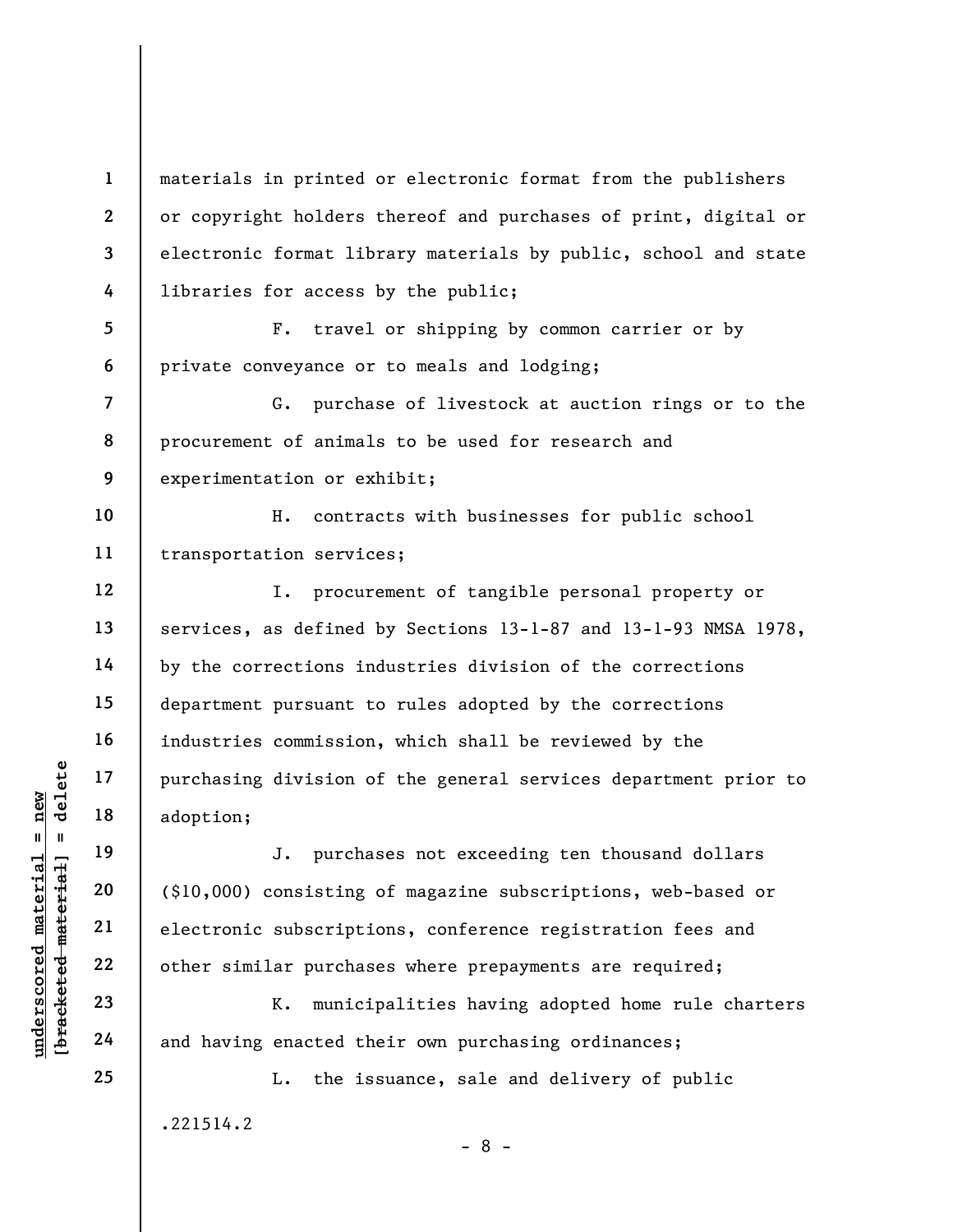materials in printed or electronic format from the publishers or copyright holders thereof and purchases of print, digital or electronic format library materials by public, school and state libraries for access by the public;

F. travel or shipping by common carrier or by private conveyance or to meals and lodging;

G. purchase of livestock at auction rings or to the procurement of animals to be used for research and experimentation or exhibit;

H. contracts with businesses for public school transportation services;

I. procurement of tangible personal property or services, as defined by Sections 13-1-87 and 13-1-93 NMSA 1978, by the corrections industries division of the corrections department pursuant to rules adopted by the corrections industries commission, which shall be reviewed by the purchasing division of the general services department prior to adoption;

J. purchases not exceeding ten thousand dollars ($10,000) consisting of magazine subscriptions, web-based or electronic subscriptions, conference registration fees and other similar purchases where prepayments are required;

K. municipalities having adopted home rule charters and having enacted their own purchasing ordinances;

L. the issuance, sale and delivery of public

.221514.2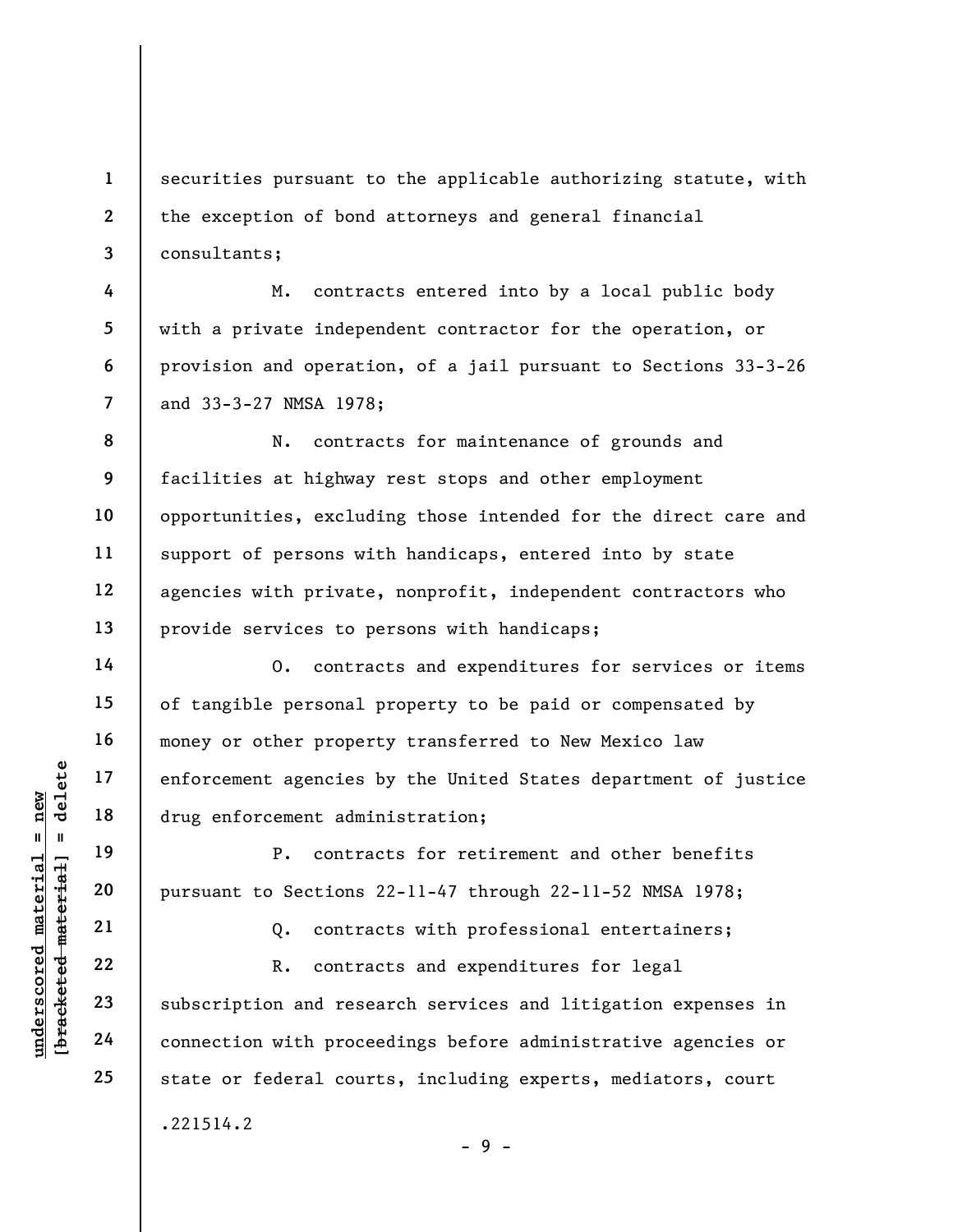securities pursuant to the applicable authorizing statute, with the exception of bond attorneys and general financial consultants;

M. contracts entered into by a local public body with a private independent contractor for the operation, or provision and operation, of a jail pursuant to Sections 33-3-26 and 33-3-27 NMSA 1978;

N. contracts for maintenance of grounds and facilities at highway rest stops and other employment opportunities, excluding those intended for the direct care and support of persons with handicaps, entered into by state agencies with private, nonprofit, independent contractors who provide services to persons with handicaps;

O. contracts and expenditures for services or items of tangible personal property to be paid or compensated by money or other property transferred to New Mexico law enforcement agencies by the United States department of justice drug enforcement administration;

P. contracts for retirement and other benefits pursuant to Sections 22-11-47 through 22-11-52 NMSA 1978;

Q. contracts with professional entertainers;

R. contracts and expenditures for legal subscription and research services and litigation expenses in connection with proceedings before administrative agencies or state or federal courts, including experts, mediators, court

.221514.2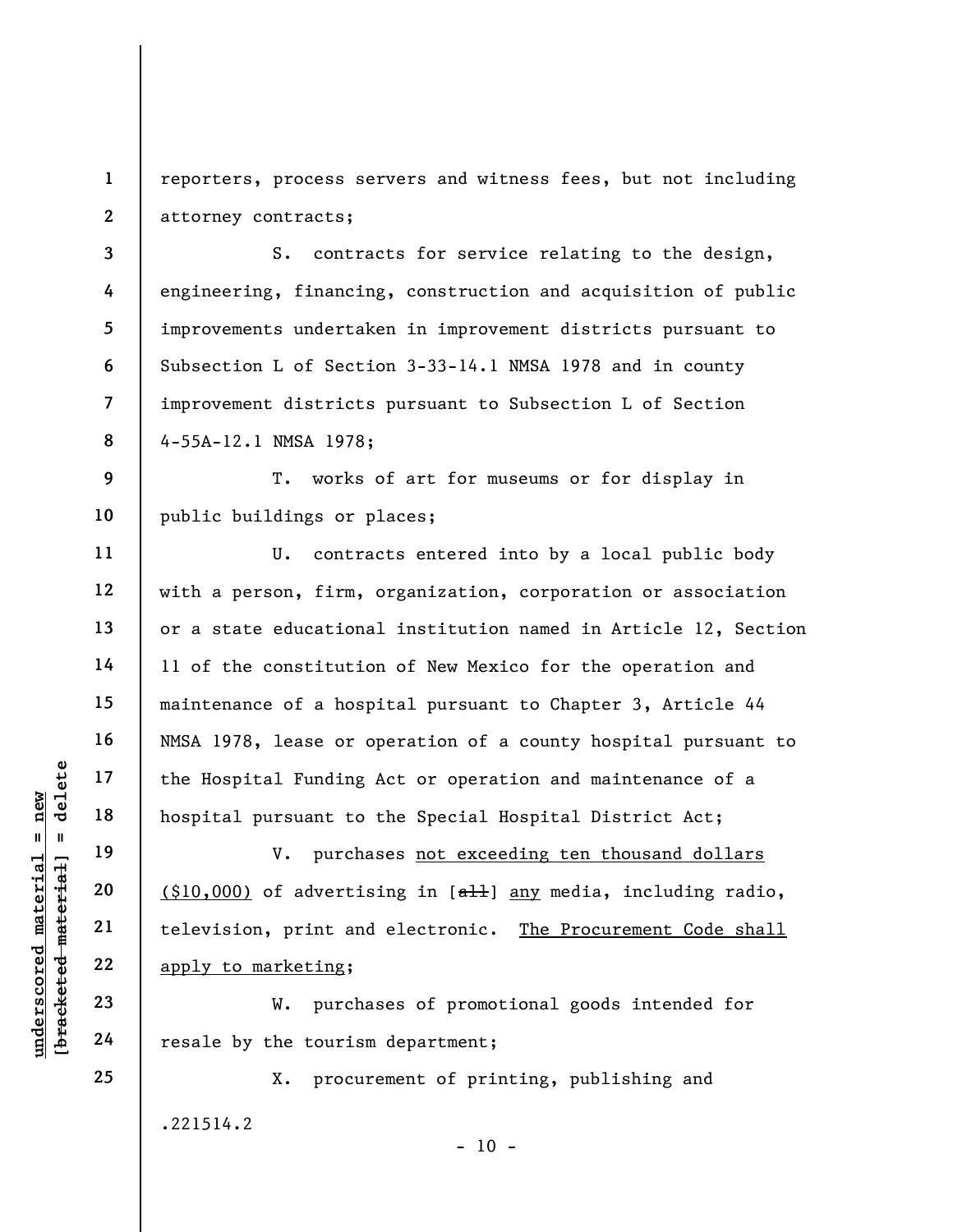reporters, process servers and witness fees, but not including attorney contracts;

S. contracts for service relating to the design, engineering, financing, construction and acquisition of public improvements undertaken in improvement districts pursuant to Subsection L of Section 3-33-14.1 NMSA 1978 and in county improvement districts pursuant to Subsection L of Section 4-55A-12.1 NMSA 1978;

T. works of art for museums or for display in public buildings or places;

U. contracts entered into by a local public body with a person, firm, organization, corporation or association or a state educational institution named in Article 12, Section 11 of the constitution of New Mexico for the operation and maintenance of a hospital pursuant to Chapter 3, Article 44 NMSA 1978, lease or operation of a county hospital pursuant to the Hospital Funding Act or operation and maintenance of a hospital pursuant to the Special Hospital District Act;

V. purchases <u>not exceeding ten thousand dollars ($10,000)</u> of advertising in [~~all~~] <u>any</u> media, including radio, television, print and electronic. <u>The Procurement Code shall apply to marketing</u>;

W. purchases of promotional goods intended for resale by the tourism department;

X. procurement of printing, publishing and

.221514.2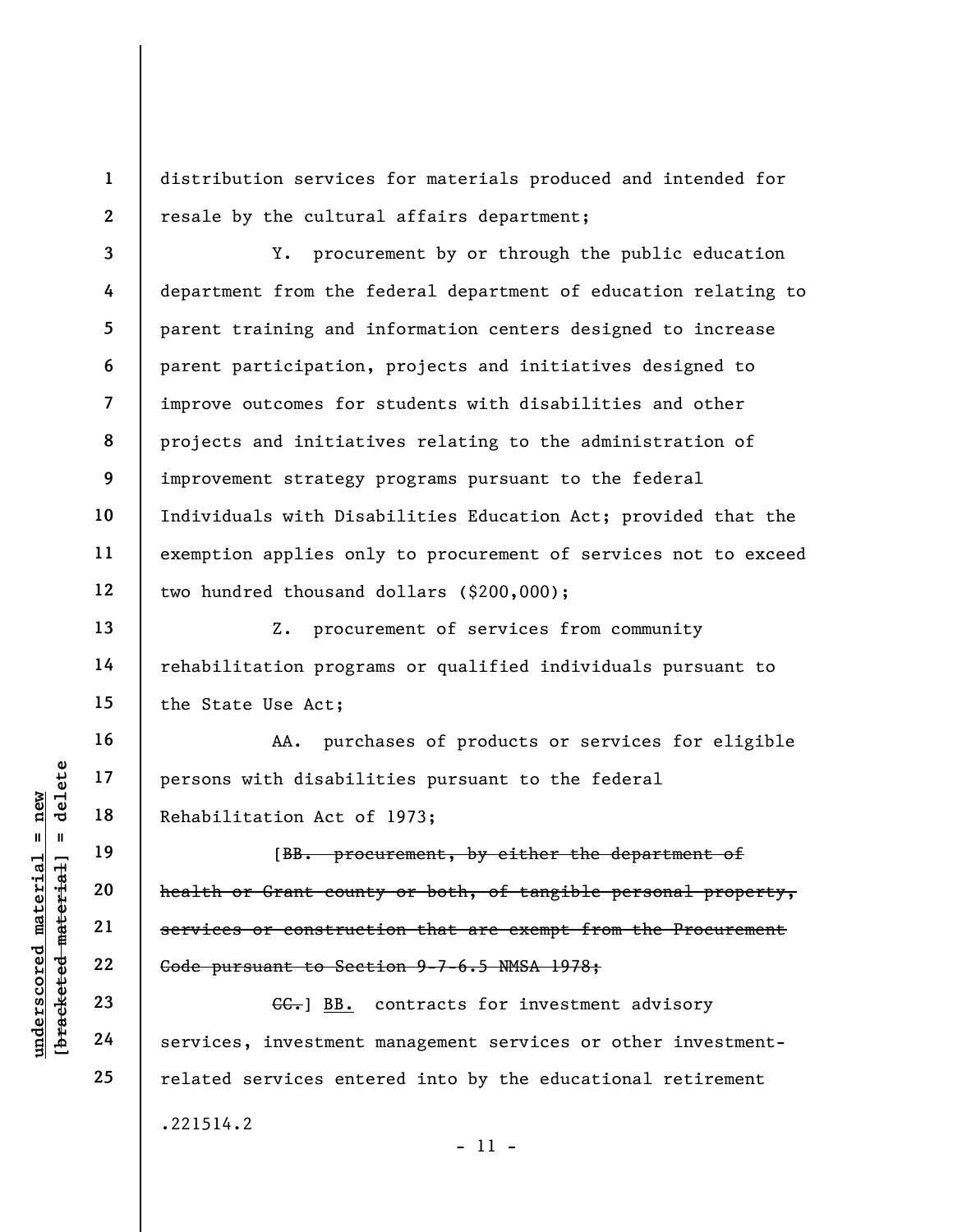distribution services for materials produced and intended for resale by the cultural affairs department;

Y. procurement by or through the public education department from the federal department of education relating to parent training and information centers designed to increase parent participation, projects and initiatives designed to improve outcomes for students with disabilities and other projects and initiatives relating to the administration of improvement strategy programs pursuant to the federal Individuals with Disabilities Education Act; provided that the exemption applies only to procurement of services not to exceed two hundred thousand dollars ($200,000);

Z. procurement of services from community rehabilitation programs or qualified individuals pursuant to the State Use Act;

AA. purchases of products or services for eligible persons with disabilities pursuant to the federal Rehabilitation Act of 1973;

[~~BB. procurement, by either the department of health or Grant county or both, of tangible personal property, services or construction that are exempt from the Procurement Code pursuant to Section 9-7-6.5 NMSA 1978;~~

~~CC.~~] <u>BB.</u> contracts for investment advisory services, investment management services or other investment-related services entered into by the educational retirement

.221514.2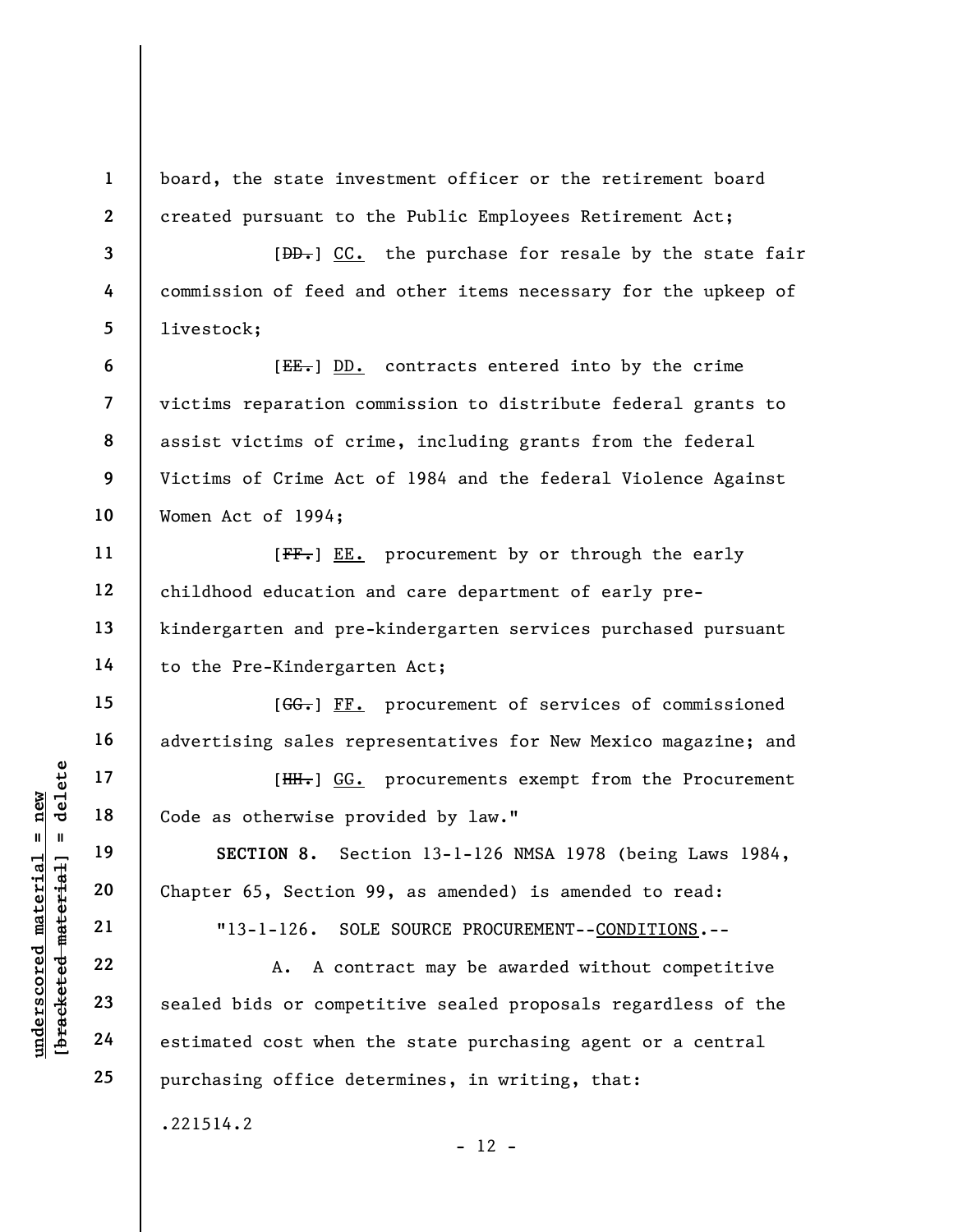board, the state investment officer or the retirement board created pursuant to the Public Employees Retirement Act;

[~~DD.~~] <u>CC.</u> the purchase for resale by the state fair commission of feed and other items necessary for the upkeep of livestock;

[~~EE.~~] <u>DD.</u> contracts entered into by the crime victims reparation commission to distribute federal grants to assist victims of crime, including grants from the federal Victims of Crime Act of 1984 and the federal Violence Against Women Act of 1994;

[~~FF.~~] <u>EE.</u> procurement by or through the early childhood education and care department of early pre-kindergarten and pre-kindergarten services purchased pursuant to the Pre-Kindergarten Act;

[~~GG.~~] <u>FF.</u> procurement of services of commissioned advertising sales representatives for New Mexico magazine; and

[~~HH.~~] <u>GG.</u> procurements exempt from the Procurement Code as otherwise provided by law."

**SECTION 8.** Section 13-1-126 NMSA 1978 (being Laws 1984, Chapter 65, Section 99, as amended) is amended to read:

"13-1-126. SOLE SOURCE PROCUREMENT--<u>CONDITIONS</u>.--

A. A contract may be awarded without competitive sealed bids or competitive sealed proposals regardless of the estimated cost when the state purchasing agent or a central purchasing office determines, in writing, that:

.221514.2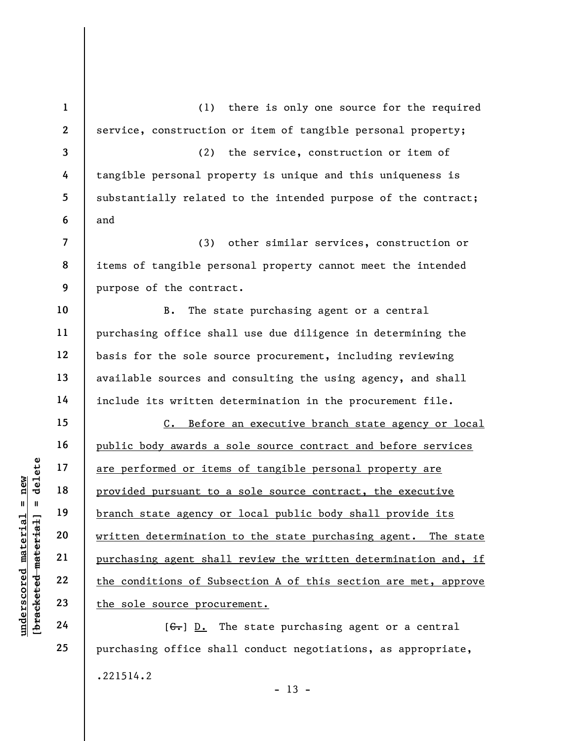(1) there is only one source for the required service, construction or item of tangible personal property;

(2) the service, construction or item of tangible personal property is unique and this uniqueness is substantially related to the intended purpose of the contract; and

(3) other similar services, construction or items of tangible personal property cannot meet the intended purpose of the contract.

B. The state purchasing agent or a central purchasing office shall use due diligence in determining the basis for the sole source procurement, including reviewing available sources and consulting the using agency, and shall include its written determination in the procurement file.

<u>C. Before an executive branch state agency or local public body awards a sole source contract and before services are performed or items of tangible personal property are provided pursuant to a sole source contract, the executive branch state agency or local public body shall provide its written determination to the state purchasing agent. The state purchasing agent shall review the written determination and, if the conditions of Subsection A of this section are met, approve the sole source procurement.</u>

[~~C.~~] <u>D.</u> The state purchasing agent or a central purchasing office shall conduct negotiations, as appropriate,

.221514.2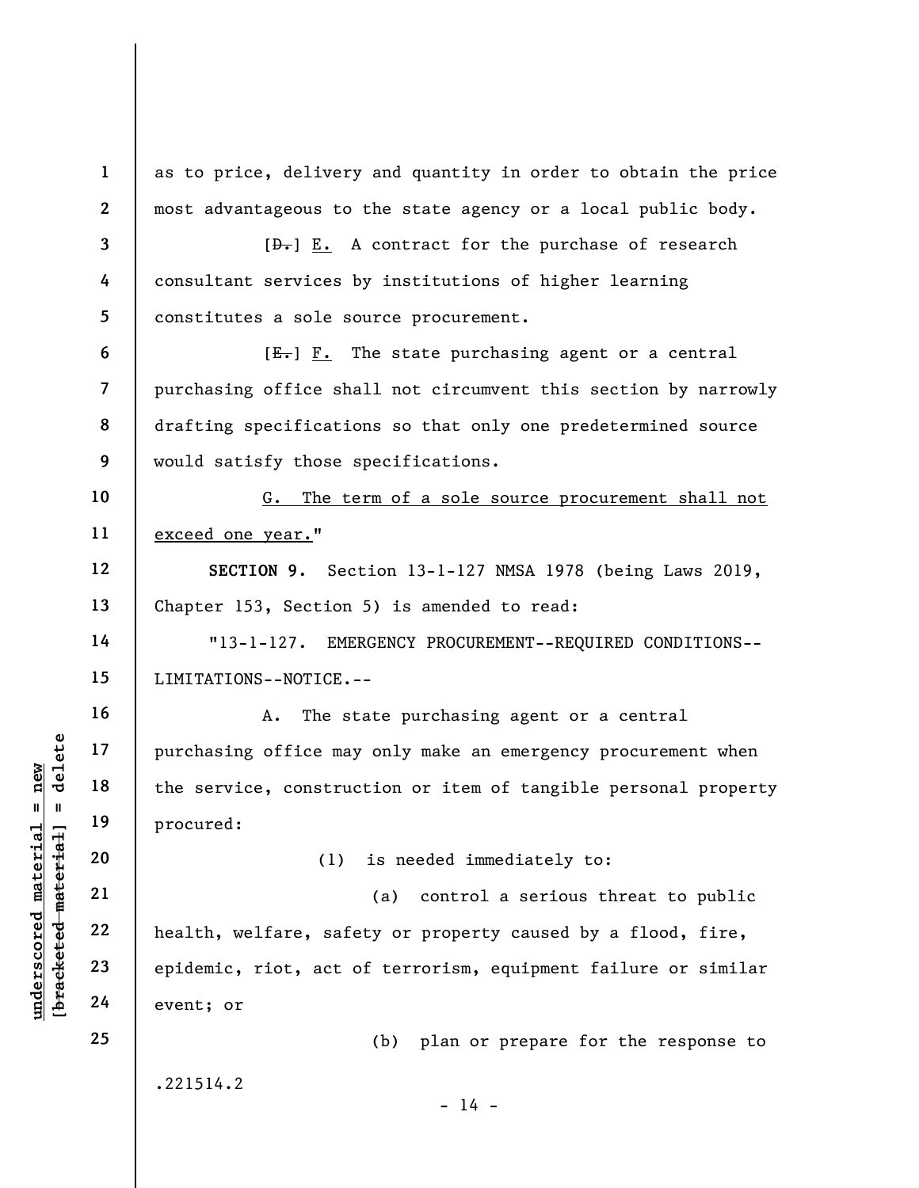as to price, delivery and quantity in order to obtain the price most advantageous to the state agency or a local public body.

[~~D.~~] E. A contract for the purchase of research consultant services by institutions of higher learning constitutes a sole source procurement.

[~~E.~~] F. The state purchasing agent or a central purchasing office shall not circumvent this section by narrowly drafting specifications so that only one predetermined source would satisfy those specifications.

G. The term of a sole source procurement shall not exceed one year."

**SECTION 9.** Section 13-1-127 NMSA 1978 (being Laws 2019, Chapter 153, Section 5) is amended to read:

"13-1-127. EMERGENCY PROCUREMENT--REQUIRED CONDITIONS--LIMITATIONS--NOTICE.--

A. The state purchasing agent or a central purchasing office may only make an emergency procurement when the service, construction or item of tangible personal property procured:

(1) is needed immediately to:

(a) control a serious threat to public health, welfare, safety or property caused by a flood, fire, epidemic, riot, act of terrorism, equipment failure or similar event; or

(b) plan or prepare for the response to

.221514.2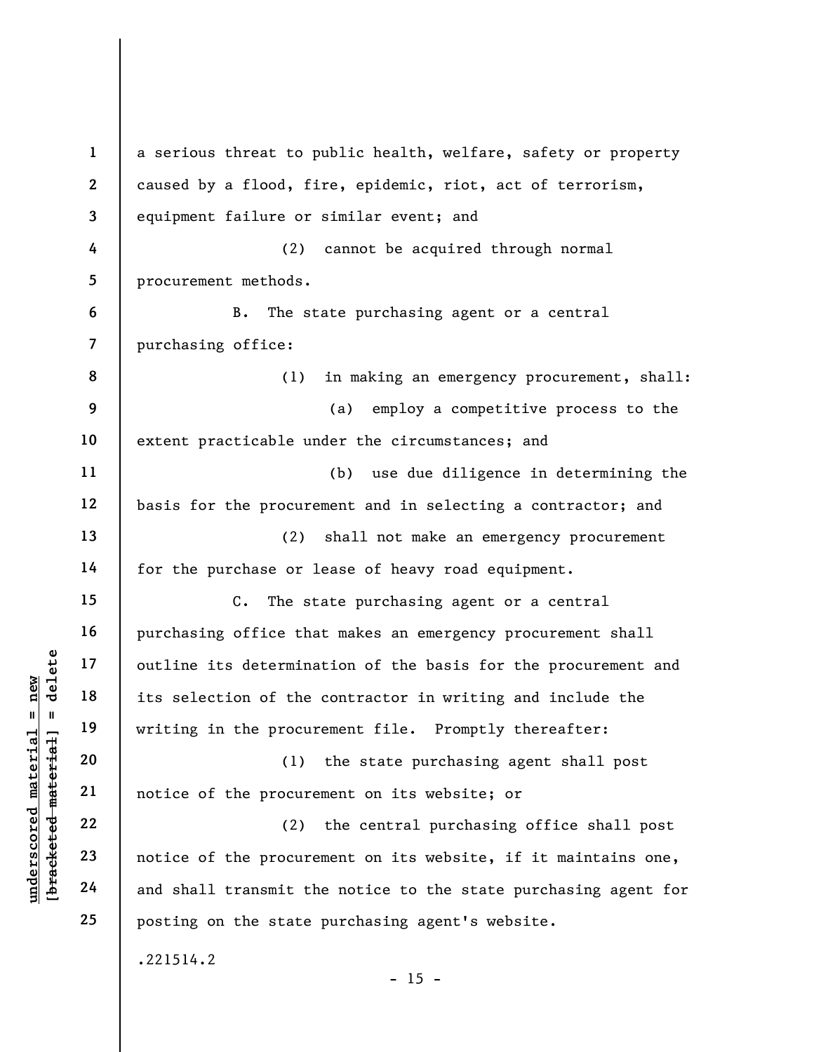a serious threat to public health, welfare, safety or property caused by a flood, fire, epidemic, riot, act of terrorism, equipment failure or similar event; and

(2) cannot be acquired through normal procurement methods.

B. The state purchasing agent or a central purchasing office:

(1) in making an emergency procurement, shall:

(a) employ a competitive process to the extent practicable under the circumstances; and

(b) use due diligence in determining the basis for the procurement and in selecting a contractor; and

(2) shall not make an emergency procurement for the purchase or lease of heavy road equipment.

C. The state purchasing agent or a central purchasing office that makes an emergency procurement shall outline its determination of the basis for the procurement and its selection of the contractor in writing and include the writing in the procurement file. Promptly thereafter:

(1) the state purchasing agent shall post notice of the procurement on its website; or

(2) the central purchasing office shall post notice of the procurement on its website, if it maintains one, and shall transmit the notice to the state purchasing agent for posting on the state purchasing agent's website.

.221514.2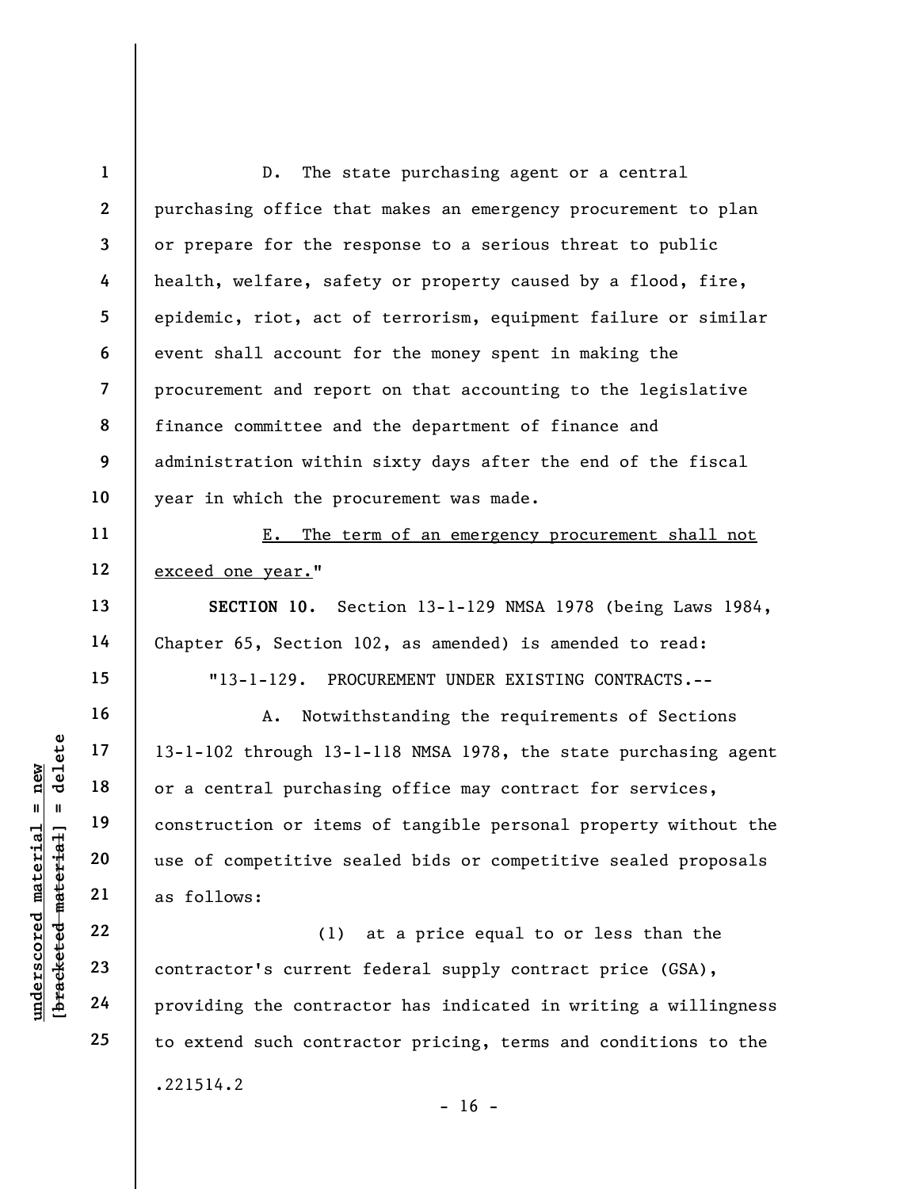D. The state purchasing agent or a central purchasing office that makes an emergency procurement to plan or prepare for the response to a serious threat to public health, welfare, safety or property caused by a flood, fire, epidemic, riot, act of terrorism, equipment failure or similar event shall account for the money spent in making the procurement and report on that accounting to the legislative finance committee and the department of finance and administration within sixty days after the end of the fiscal year in which the procurement was made.

<u>E. The term of an emergency procurement shall not exceed one year.</u>"

**SECTION 10.** Section 13-1-129 NMSA 1978 (being Laws 1984, Chapter 65, Section 102, as amended) is amended to read:

"13-1-129. PROCUREMENT UNDER EXISTING CONTRACTS.--

A. Notwithstanding the requirements of Sections 13-1-102 through 13-1-118 NMSA 1978, the state purchasing agent or a central purchasing office may contract for services, construction or items of tangible personal property without the use of competitive sealed bids or competitive sealed proposals as follows:

(1) at a price equal to or less than the contractor's current federal supply contract price (GSA), providing the contractor has indicated in writing a willingness to extend such contractor pricing, terms and conditions to the

.221514.2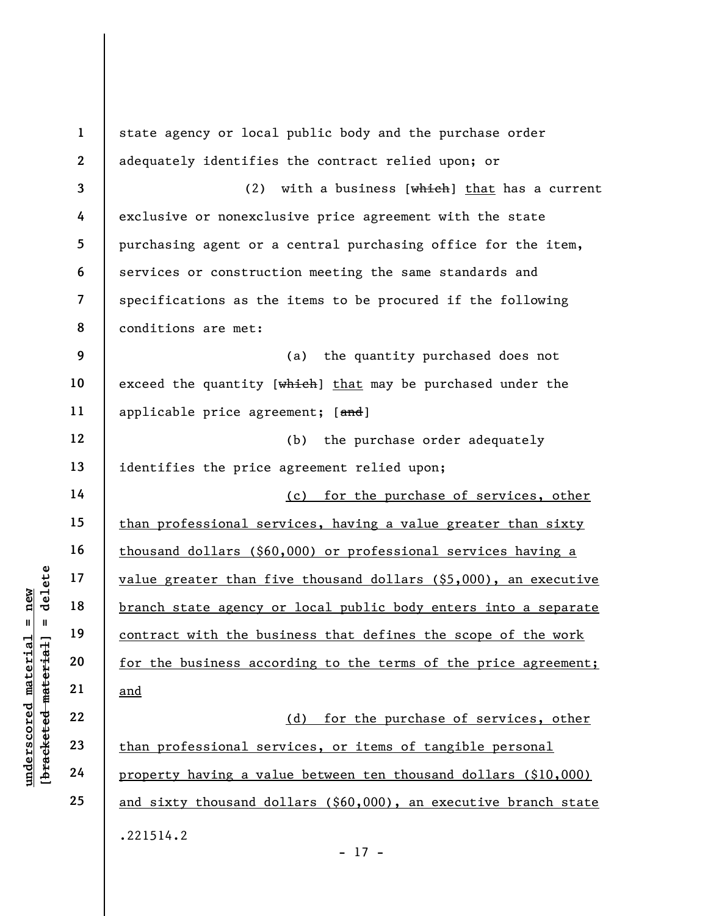state agency or local public body and the purchase order adequately identifies the contract relied upon; or

(2) with a business [~~which~~] <u>that</u> has a current exclusive or nonexclusive price agreement with the state purchasing agent or a central purchasing office for the item, services or construction meeting the same standards and specifications as the items to be procured if the following conditions are met:

(a) the quantity purchased does not exceed the quantity [~~which~~] <u>that</u> may be purchased under the applicable price agreement; [~~and~~]

(b) the purchase order adequately identifies the price agreement relied upon;

<u>(c) for the purchase of services, other than professional services, having a value greater than sixty thousand dollars ($60,000) or professional services having a value greater than five thousand dollars ($5,000), an executive branch state agency or local public body enters into a separate contract with the business that defines the scope of the work for the business according to the terms of the price agreement; and</u>

<u>(d) for the purchase of services, other than professional services, or items of tangible personal property having a value between ten thousand dollars ($10,000) and sixty thousand dollars ($60,000), an executive branch state</u>

.221514.2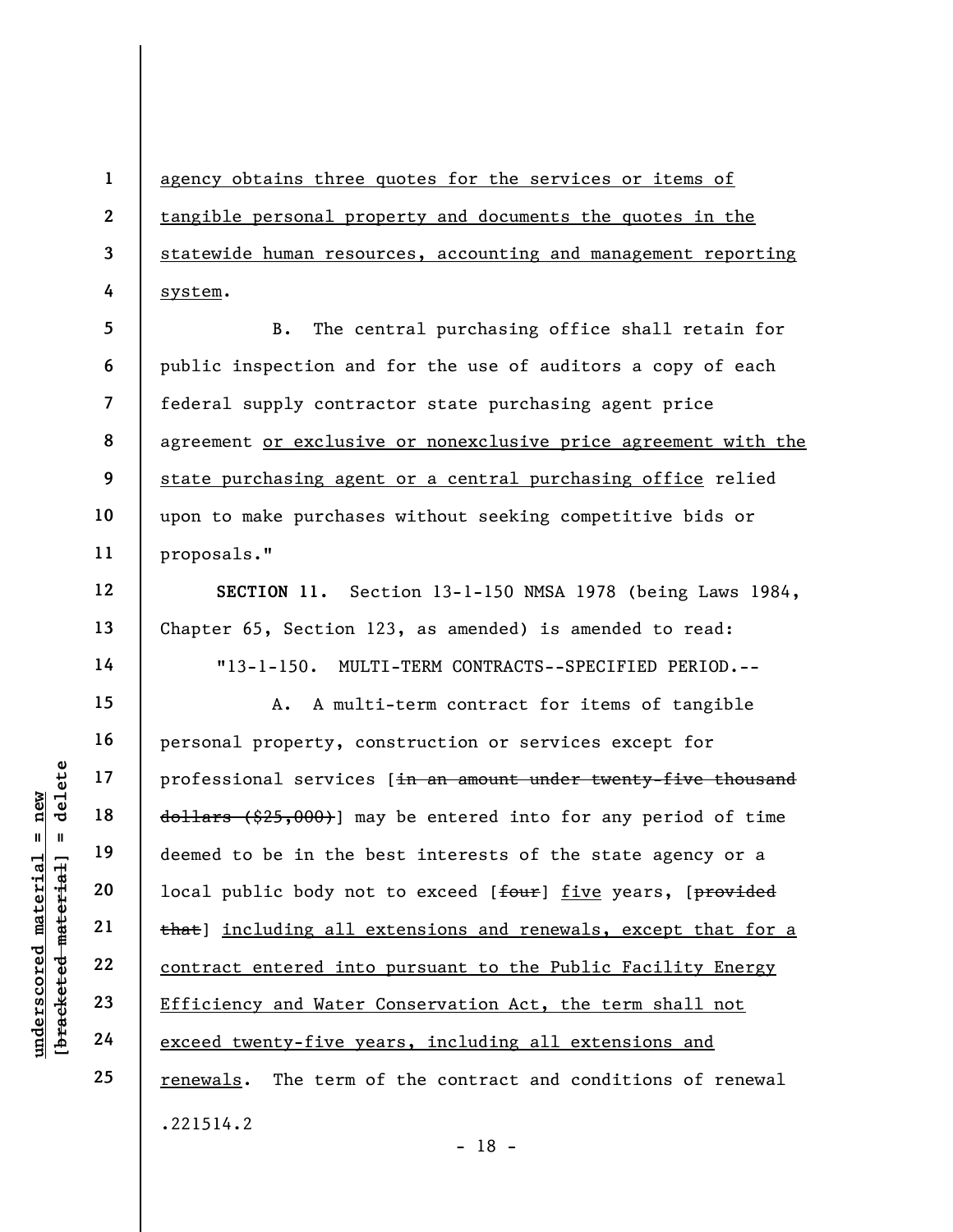agency obtains three quotes for the services or items of tangible personal property and documents the quotes in the statewide human resources, accounting and management reporting system.

B. The central purchasing office shall retain for public inspection and for the use of auditors a copy of each federal supply contractor state purchasing agent price agreement or exclusive or nonexclusive price agreement with the state purchasing agent or a central purchasing office relied upon to make purchases without seeking competitive bids or proposals."

**SECTION 11.** Section 13-1-150 NMSA 1978 (being Laws 1984, Chapter 65, Section 123, as amended) is amended to read:

"13-1-150. MULTI-TERM CONTRACTS--SPECIFIED PERIOD.--

A. A multi-term contract for items of tangible personal property, construction or services except for professional services [in an amount under twenty-five thousand dollars ($25,000)] may be entered into for any period of time deemed to be in the best interests of the state agency or a local public body not to exceed [four] five years, [provided that] including all extensions and renewals, except that for a contract entered into pursuant to the Public Facility Energy Efficiency and Water Conservation Act, the term shall not exceed twenty-five years, including all extensions and renewals. The term of the contract and conditions of renewal

.221514.2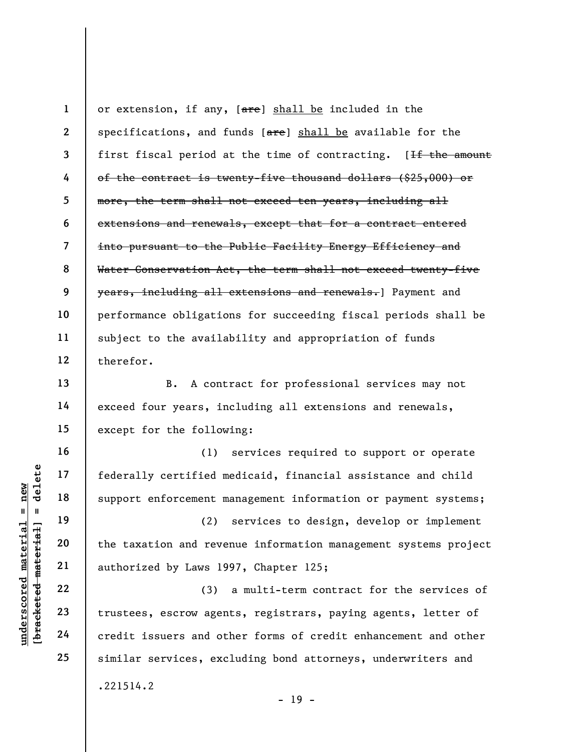or extension, if any, [~~are~~] shall be included in the specifications, and funds [~~are~~] shall be available for the first fiscal period at the time of contracting. [~~If the amount of the contract is twenty-five thousand dollars ($25,000) or more, the term shall not exceed ten years, including all extensions and renewals, except that for a contract entered into pursuant to the Public Facility Energy Efficiency and Water Conservation Act, the term shall not exceed twenty-five years, including all extensions and renewals.~~] Payment and performance obligations for succeeding fiscal periods shall be subject to the availability and appropriation of funds therefor.

B. A contract for professional services may not exceed four years, including all extensions and renewals, except for the following:

(1) services required to support or operate federally certified medicaid, financial assistance and child support enforcement management information or payment systems;

(2) services to design, develop or implement the taxation and revenue information management systems project authorized by Laws 1997, Chapter 125;

(3) a multi-term contract for the services of trustees, escrow agents, registrars, paying agents, letter of credit issuers and other forms of credit enhancement and other similar services, excluding bond attorneys, underwriters and

.221514.2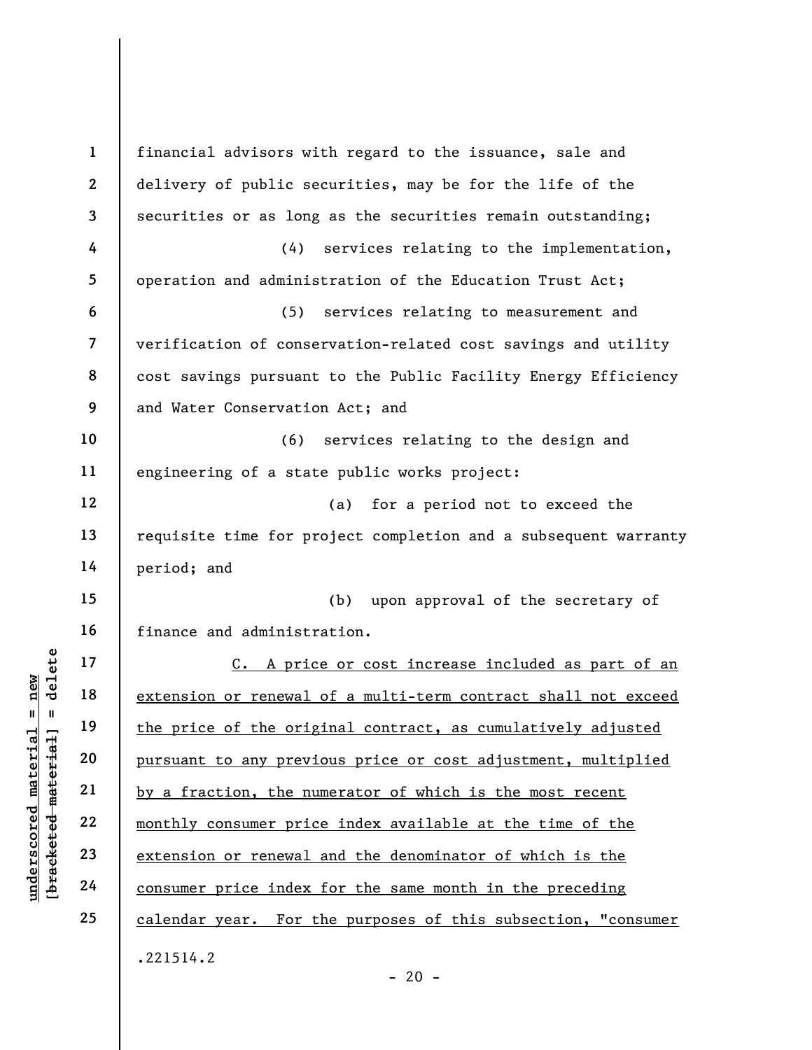financial advisors with regard to the issuance, sale and delivery of public securities, may be for the life of the securities or as long as the securities remain outstanding;

(4) services relating to the implementation, operation and administration of the Education Trust Act;

(5) services relating to measurement and verification of conservation-related cost savings and utility cost savings pursuant to the Public Facility Energy Efficiency and Water Conservation Act; and

(6) services relating to the design and engineering of a state public works project:

(a) for a period not to exceed the requisite time for project completion and a subsequent warranty period; and

(b) upon approval of the secretary of finance and administration.

C. A price or cost increase included as part of an extension or renewal of a multi-term contract shall not exceed the price of the original contract, as cumulatively adjusted pursuant to any previous price or cost adjustment, multiplied by a fraction, the numerator of which is the most recent monthly consumer price index available at the time of the extension or renewal and the denominator of which is the consumer price index for the same month in the preceding calendar year. For the purposes of this subsection, "consumer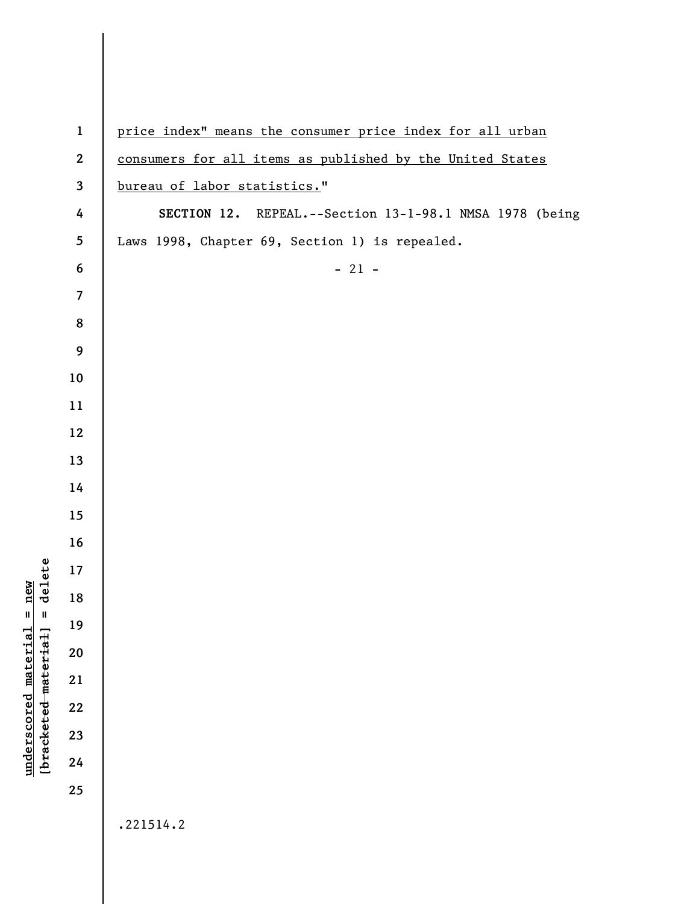price index" means the consumer price index for all urban consumers for all items as published by the United States bureau of labor statistics."

**SECTION 12.** REPEAL.--Section 13-1-98.1 NMSA 1978 (being Laws 1998, Chapter 69, Section 1) is repealed.

.221514.2